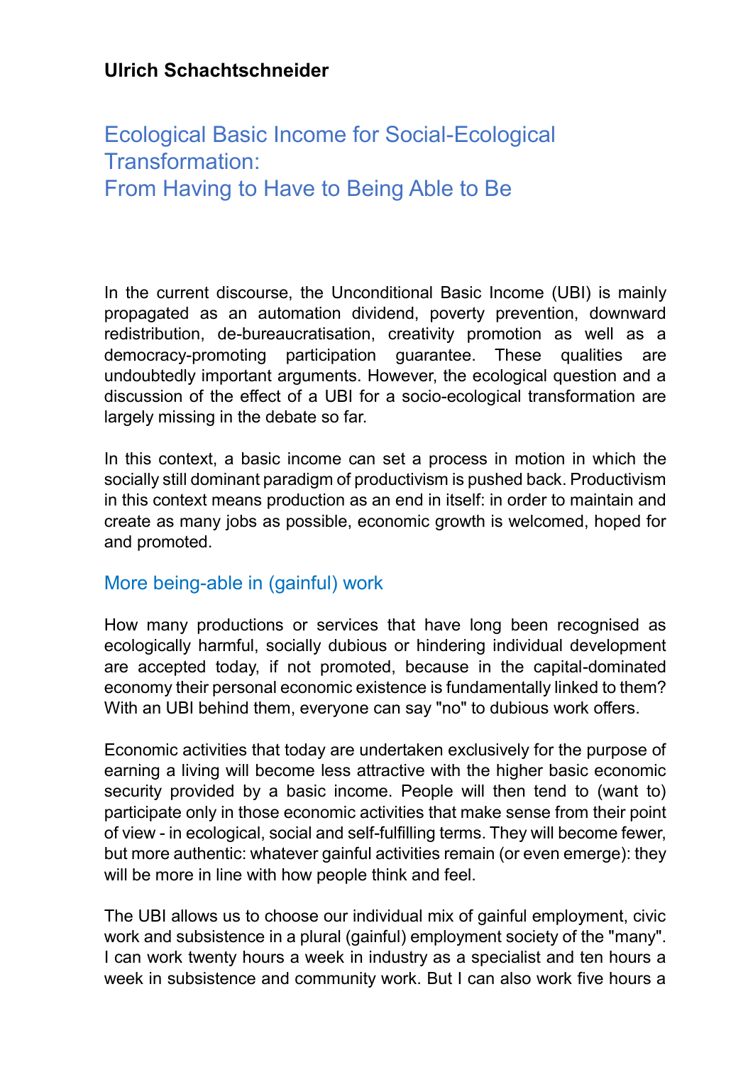**Ulrich Schachtschneider**

# Ecological Basic Income for Social-Ecological Transformation: From Having to Have to Being Able to Be

In the current discourse, the Unconditional Basic Income (UBI) is mainly propagated as an automation dividend, poverty prevention, downward redistribution, de-bureaucratisation, creativity promotion as well as a democracy-promoting participation guarantee. These qualities are undoubtedly important arguments. However, the ecological question and a discussion of the effect of a UBI for a socio-ecological transformation are largely missing in the debate so far.

In this context, a basic income can set a process in motion in which the socially still dominant paradigm of productivism is pushed back. Productivism in this context means production as an end in itself: in order to maintain and create as many jobs as possible, economic growth is welcomed, hoped for and promoted.

## More being-able in (gainful) work

How many productions or services that have long been recognised as ecologically harmful, socially dubious or hindering individual development are accepted today, if not promoted, because in the capital-dominated economy their personal economic existence is fundamentally linked to them? With an UBI behind them, everyone can say "no" to dubious work offers.

Economic activities that today are undertaken exclusively for the purpose of earning a living will become less attractive with the higher basic economic security provided by a basic income. People will then tend to (want to) participate only in those economic activities that make sense from their point of view - in ecological, social and self-fulfilling terms. They will become fewer, but more authentic: whatever gainful activities remain (or even emerge): they will be more in line with how people think and feel.

The UBI allows us to choose our individual mix of gainful employment, civic work and subsistence in a plural (gainful) employment society of the "many". I can work twenty hours a week in industry as a specialist and ten hours a week in subsistence and community work. But I can also work five hours a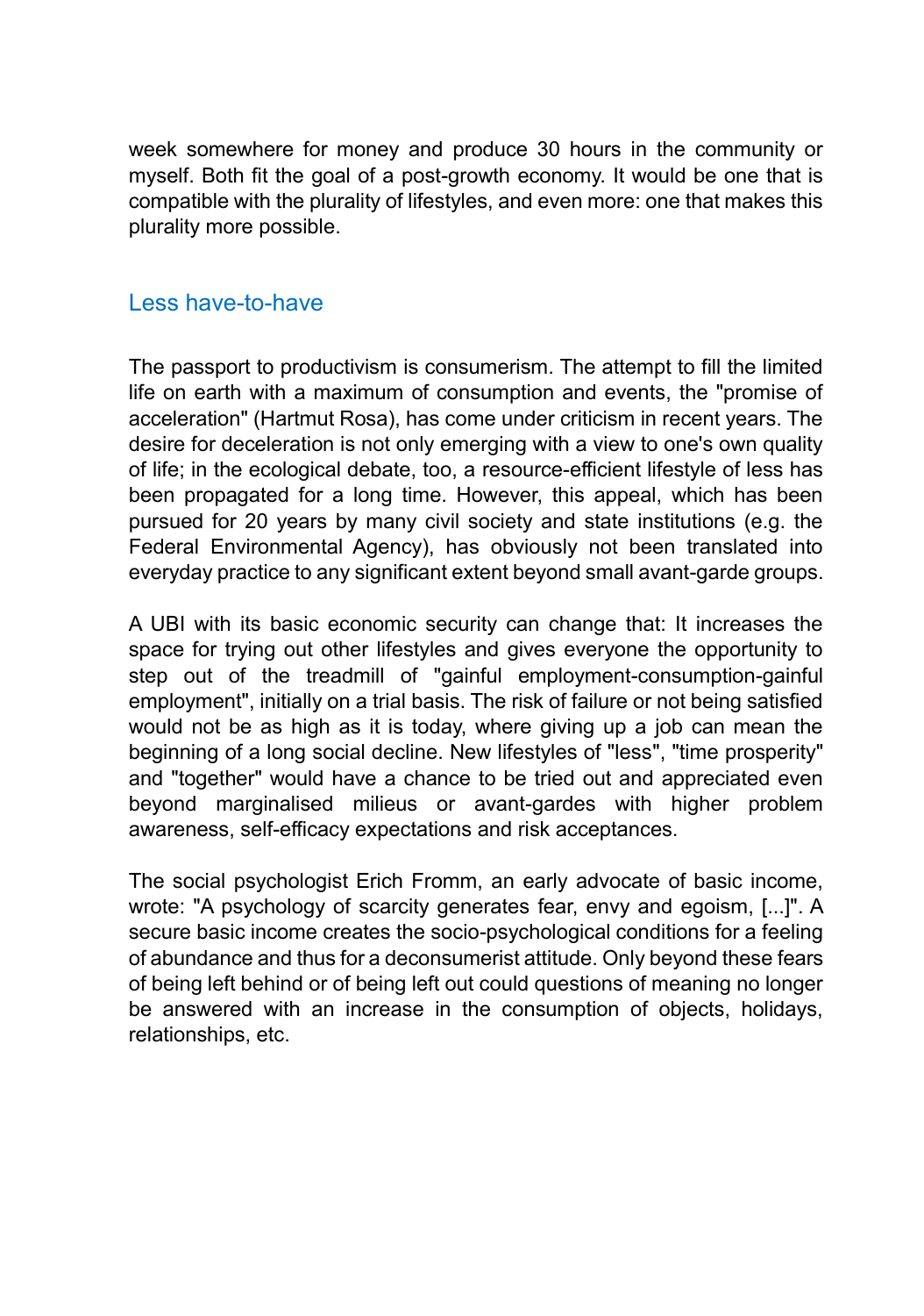week somewhere for money and produce 30 hours in the community or myself. Both fit the goal of a post-growth economy. It would be one that is compatible with the plurality of lifestyles, and even more: one that makes this plurality more possible.

## Less have-to-have

The passport to productivism is consumerism. The attempt to fill the limited life on earth with a maximum of consumption and events, the "promise of acceleration" (Hartmut Rosa), has come under criticism in recent years. The desire for deceleration is not only emerging with a view to one's own quality of life; in the ecological debate, too, a resource-efficient lifestyle of less has been propagated for a long time. However, this appeal, which has been pursued for 20 years by many civil society and state institutions (e.g. the Federal Environmental Agency), has obviously not been translated into everyday practice to any significant extent beyond small avant-garde groups.

A UBI with its basic economic security can change that: It increases the space for trying out other lifestyles and gives everyone the opportunity to step out of the treadmill of "gainful employment-consumption-gainful employment", initially on a trial basis. The risk of failure or not being satisfied would not be as high as it is today, where giving up a job can mean the beginning of a long social decline. New lifestyles of "less", "time prosperity" and "together" would have a chance to be tried out and appreciated even beyond marginalised milieus or avant-gardes with higher problem awareness, self-efficacy expectations and risk acceptances.

The social psychologist Erich Fromm, an early advocate of basic income, wrote: "A psychology of scarcity generates fear, envy and egoism, [...]". A secure basic income creates the socio-psychological conditions for a feeling of abundance and thus for a deconsumerist attitude. Only beyond these fears of being left behind or of being left out could questions of meaning no longer be answered with an increase in the consumption of objects, holidays, relationships, etc.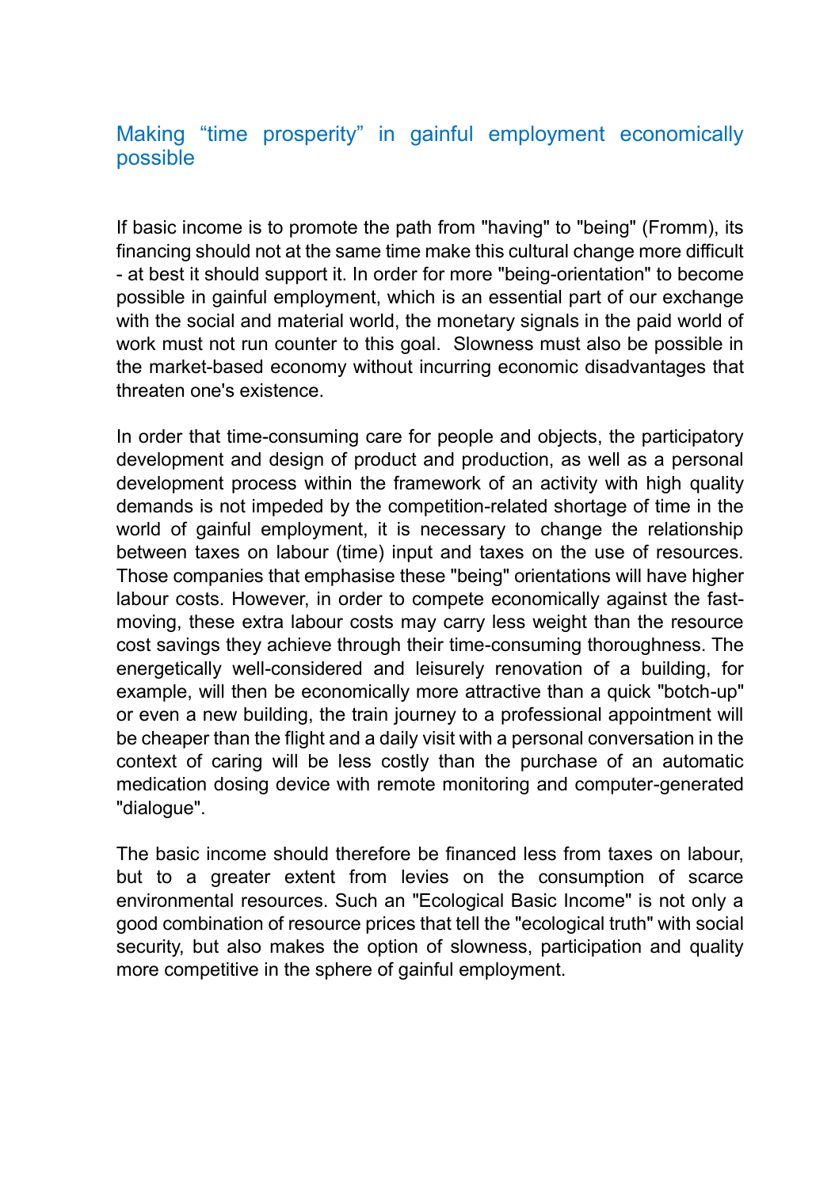## Making “time prosperity” in gainful employment economically possible

If basic income is to promote the path from "having" to "being" (Fromm), its financing should not at the same time make this cultural change more difficult - at best it should support it. In order for more "being-orientation" to become possible in gainful employment, which is an essential part of our exchange with the social and material world, the monetary signals in the paid world of work must not run counter to this goal. Slowness must also be possible in the market-based economy without incurring economic disadvantages that threaten one's existence.

In order that time-consuming care for people and objects, the participatory development and design of product and production, as well as a personal development process within the framework of an activity with high quality demands is not impeded by the competition-related shortage of time in the world of gainful employment, it is necessary to change the relationship between taxes on labour (time) input and taxes on the use of resources. Those companies that emphasise these "being" orientations will have higher labour costs. However, in order to compete economically against the fast-moving, these extra labour costs may carry less weight than the resource cost savings they achieve through their time-consuming thoroughness. The energetically well-considered and leisurely renovation of a building, for example, will then be economically more attractive than a quick "botch-up" or even a new building, the train journey to a professional appointment will be cheaper than the flight and a daily visit with a personal conversation in the context of caring will be less costly than the purchase of an automatic medication dosing device with remote monitoring and computer-generated "dialogue".

The basic income should therefore be financed less from taxes on labour, but to a greater extent from levies on the consumption of scarce environmental resources. Such an "Ecological Basic Income" is not only a good combination of resource prices that tell the "ecological truth" with social security, but also makes the option of slowness, participation and quality more competitive in the sphere of gainful employment.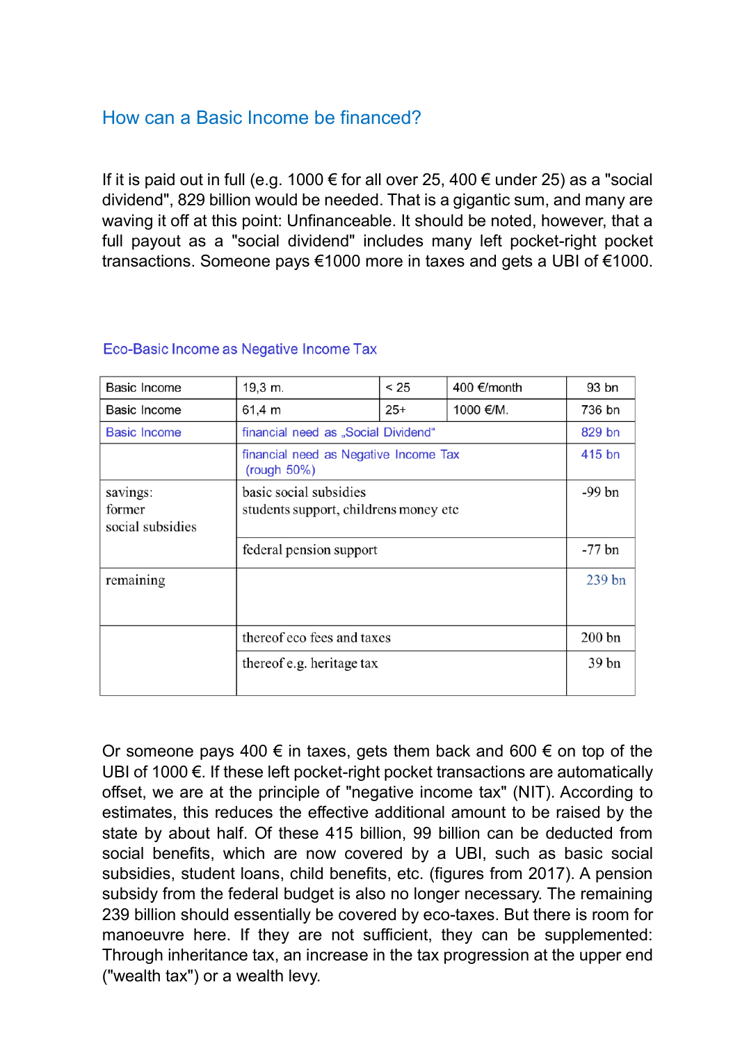## How can a Basic Income be financed?

If it is paid out in full (e.g. 1000 € for all over 25, 400 € under 25) as a "social dividend", 829 billion would be needed. That is a gigantic sum, and many are waving it off at this point: Unfinanceable. It should be noted, however, that a full payout as a "social dividend" includes many left pocket-right pocket transactions. Someone pays €1000 more in taxes and gets a UBI of €1000.

### Eco-Basic Income as Negative Income Tax

| | | | | |
|---|---|---|---|---|
| Basic Income | 19,3 m. | < 25 | 400 €/month | 93 bn |
| Basic Income | 61,4 m | 25+ | 1000 €/M. | 736 bn |
| Basic Income | financial need as „Social Dividend“ | | | 829 bn |
| | financial need as Negative Income Tax (rough 50%) | | | 415 bn |
| savings: former social subsidies | basic social subsidies students support, childrens money etc | | | -99 bn |
| | federal pension support | | | -77 bn |
| remaining | | | | 239 bn |
| | thereof eco fees and taxes | | | 200 bn |
| | thereof e.g. heritage tax | | | 39 bn |

Or someone pays 400 € in taxes, gets them back and 600 € on top of the UBI of 1000 €. If these left pocket-right pocket transactions are automatically offset, we are at the principle of "negative income tax" (NIT). According to estimates, this reduces the effective additional amount to be raised by the state by about half. Of these 415 billion, 99 billion can be deducted from social benefits, which are now covered by a UBI, such as basic social subsidies, student loans, child benefits, etc. (figures from 2017). A pension subsidy from the federal budget is also no longer necessary. The remaining 239 billion should essentially be covered by eco-taxes. But there is room for manoeuvre here. If they are not sufficient, they can be supplemented: Through inheritance tax, an increase in the tax progression at the upper end ("wealth tax") or a wealth levy.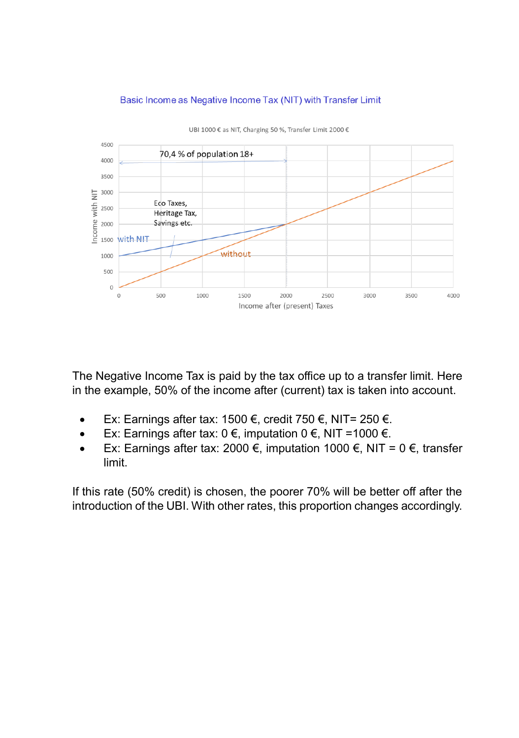Basic Income as Negative Income Tax (NIT) with Transfer Limit

UBI 1000 € as NIT, Charging 50 %, Transfer Limit 2000 €

70,4 % of population 18+

Eco Taxes, Heritage Tax, Savings etc.

with NIT

without

Income with NIT

Income after (present) Taxes

The Negative Income Tax is paid by the tax office up to a transfer limit. Here in the example, 50% of the income after (current) tax is taken into account.

- Ex: Earnings after tax: 1500 €, credit 750 €, NIT= 250 €.
- Ex: Earnings after tax: 0 €, imputation 0 €, NIT =1000 €.
- Ex: Earnings after tax: 2000 €, imputation 1000 €, NIT = 0 €, transfer limit.

If this rate (50% credit) is chosen, the poorer 70% will be better off after the introduction of the UBI. With other rates, this proportion changes accordingly.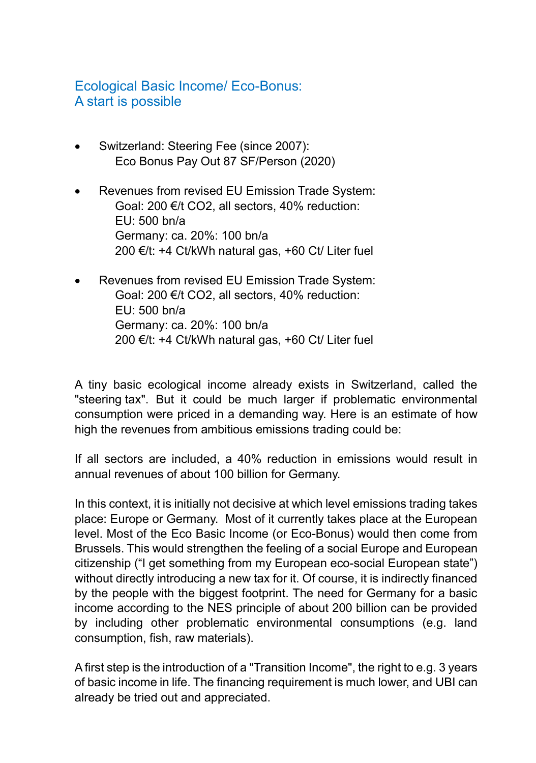## Ecological Basic Income/ Eco-Bonus:
## A start is possible

- Switzerland: Steering Fee (since 2007):
  Eco Bonus Pay Out 87 SF/Person (2020)

- Revenues from revised EU Emission Trade System:
  Goal: 200 €/t $CO_2$, all sectors, 40% reduction:
  EU: 500 bn/a
  Germany: ca. 20%: 100 bn/a
  200 €/t: +4 Ct/kWh natural gas, +60 Ct/ Liter fuel

- Revenues from revised EU Emission Trade System:
  Goal: 200 €/t $CO_2$, all sectors, 40% reduction:
  EU: 500 bn/a
  Germany: ca. 20%: 100 bn/a
  200 €/t: +4 Ct/kWh natural gas, +60 Ct/ Liter fuel

A tiny basic ecological income already exists in Switzerland, called the "steering tax". But it could be much larger if problematic environmental consumption were priced in a demanding way. Here is an estimate of how high the revenues from ambitious emissions trading could be:

If all sectors are included, a 40% reduction in emissions would result in annual revenues of about 100 billion for Germany.

In this context, it is initially not decisive at which level emissions trading takes place: Europe or Germany. Most of it currently takes place at the European level. Most of the Eco Basic Income (or Eco-Bonus) would then come from Brussels. This would strengthen the feeling of a social Europe and European citizenship ("I get something from my European eco-social European state") without directly introducing a new tax for it. Of course, it is indirectly financed by the people with the biggest footprint. The need for Germany for a basic income according to the NES principle of about 200 billion can be provided by including other problematic environmental consumptions (e.g. land consumption, fish, raw materials).

A first step is the introduction of a "Transition Income", the right to e.g. 3 years of basic income in life. The financing requirement is much lower, and UBI can already be tried out and appreciated.